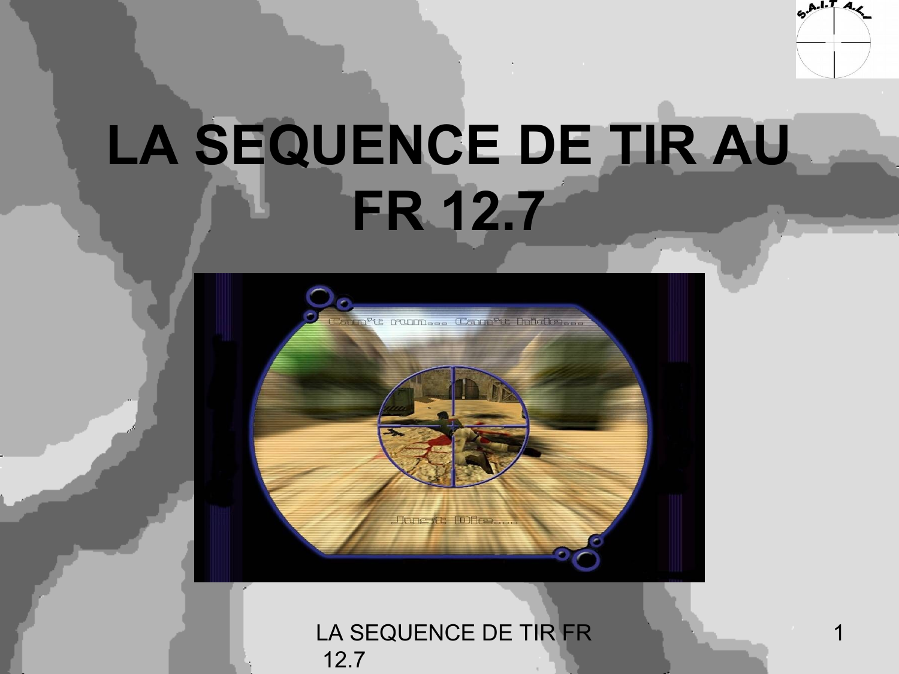# LA SEQUENCE DE TIR AU FR 12.7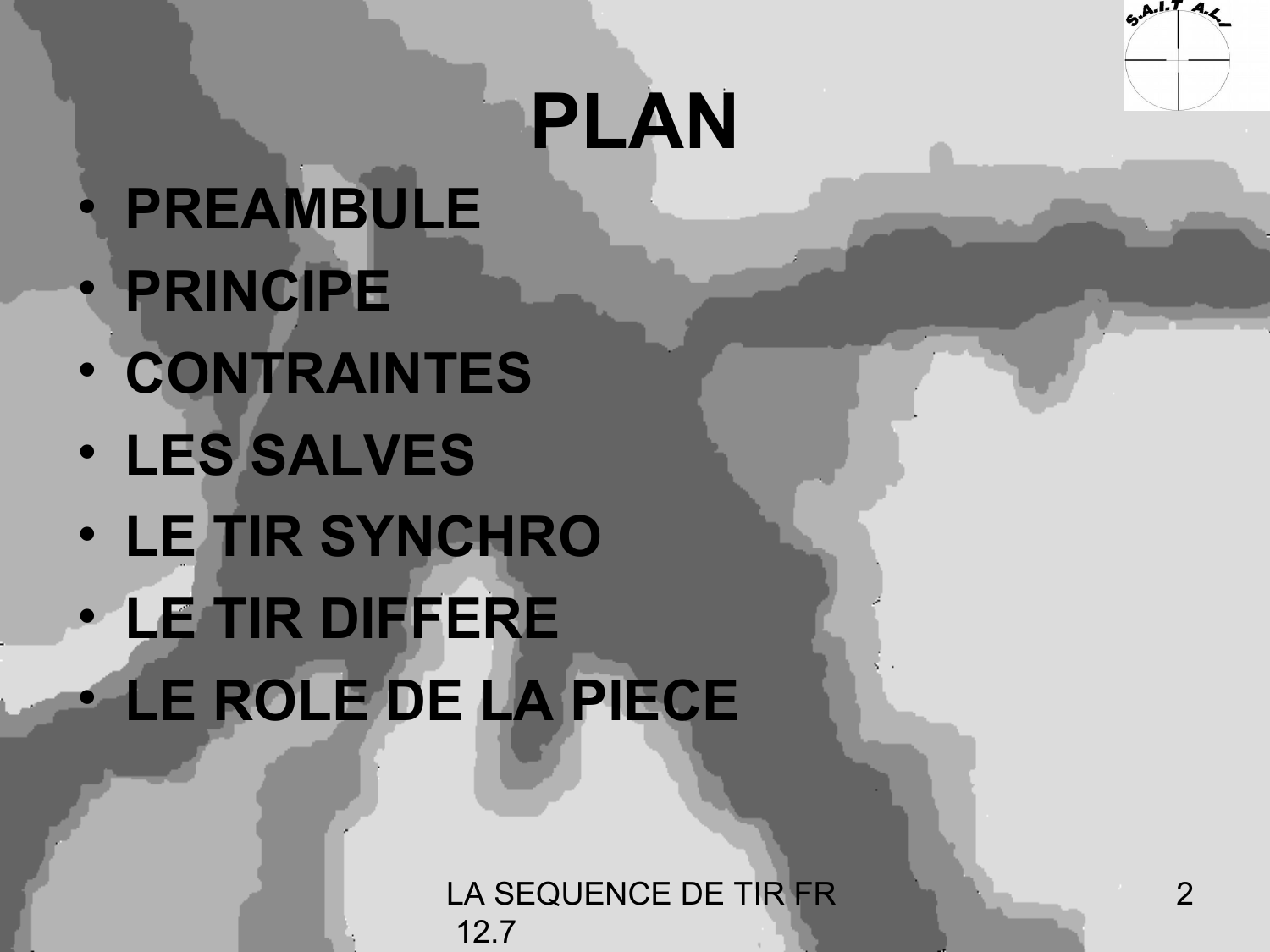# PLAN

- **PREAMBULE**
- **PRINCIPE**
- **CONTRAINTES**
- **LES SALVES**
- **LE TIR SYNCHRO**
- **LE TIR DIFFERE**
- **LE ROLE DE LA PIECE**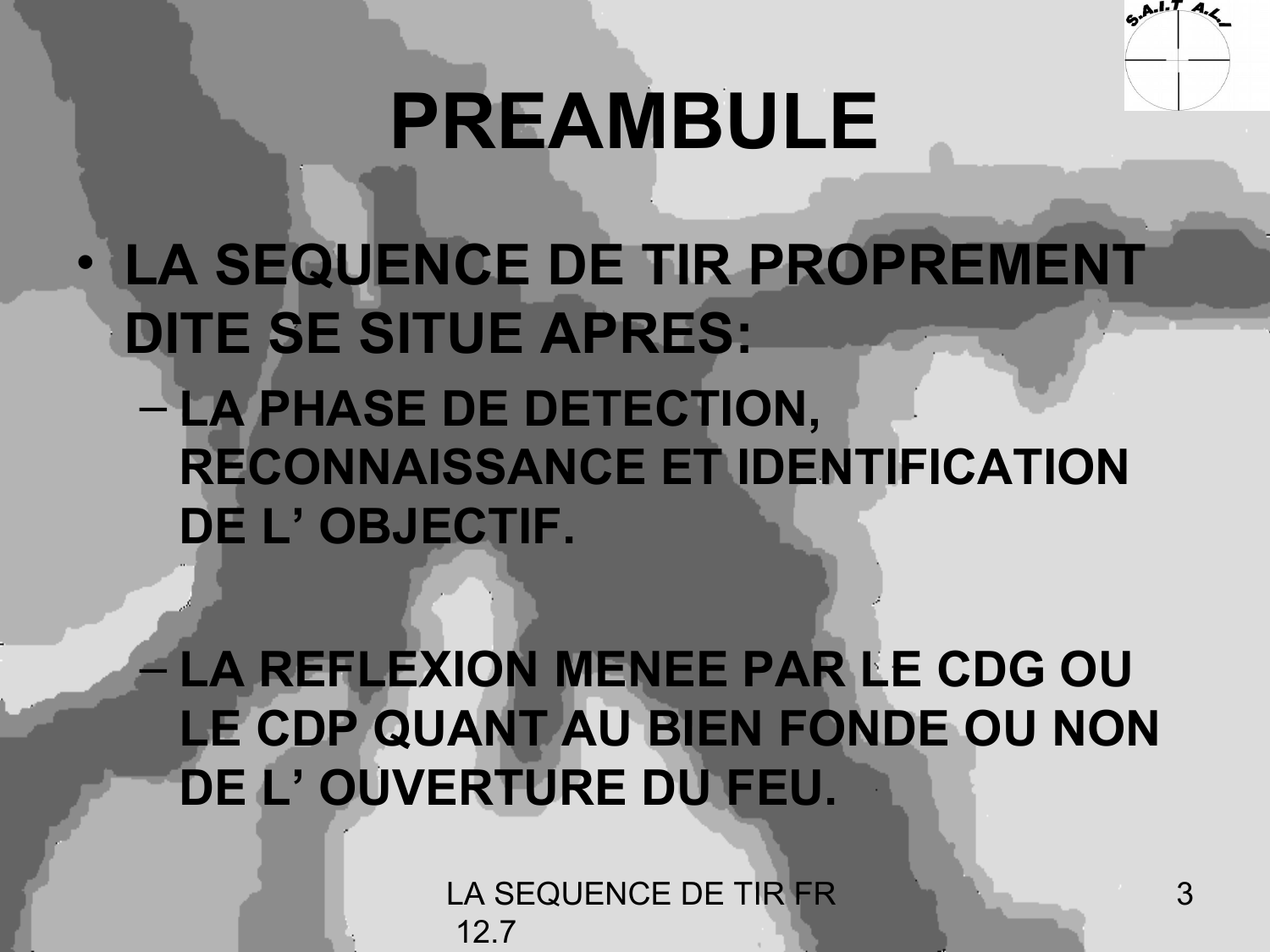# PREAMBULE

- **LA SEQUENCE DE TIR PROPREMENT DITE SE SITUE APRES:**
  - **LA PHASE DE DETECTION, RECONNAISSANCE ET IDENTIFICATION DE L' OBJECTIF.**
  - **LA REFLEXION MENEE PAR LE CDG OU LE CDP QUANT AU BIEN FONDE OU NON DE L' OUVERTURE DU FEU.**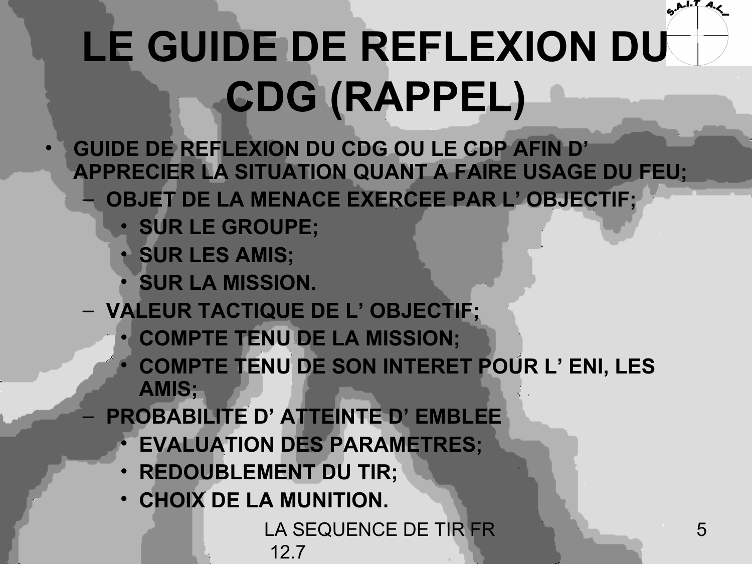# LE GUIDE DE REFLEXION DU CDG (RAPPEL)

- **GUIDE DE REFLEXION DU CDG OU LE CDP AFIN D' APPRECIER LA SITUATION QUANT A FAIRE USAGE DU FEU;**
  - **OBJET DE LA MENACE EXERCEE PAR L' OBJECTIF;**
    - **SUR LE GROUPE;**
    - **SUR LES AMIS;**
    - **SUR LA MISSION.**
  - **VALEUR TACTIQUE DE L' OBJECTIF;**
    - **COMPTE TENU DE LA MISSION;**
    - **COMPTE TENU DE SON INTERET POUR L' ENI, LES AMIS;**
  - **PROBABILITE D' ATTEINTE D' EMBLEE**
    - **EVALUATION DES PARAMETRES;**
    - **REDOUBLEMENT DU TIR;**
    - **CHOIX DE LA MUNITION.**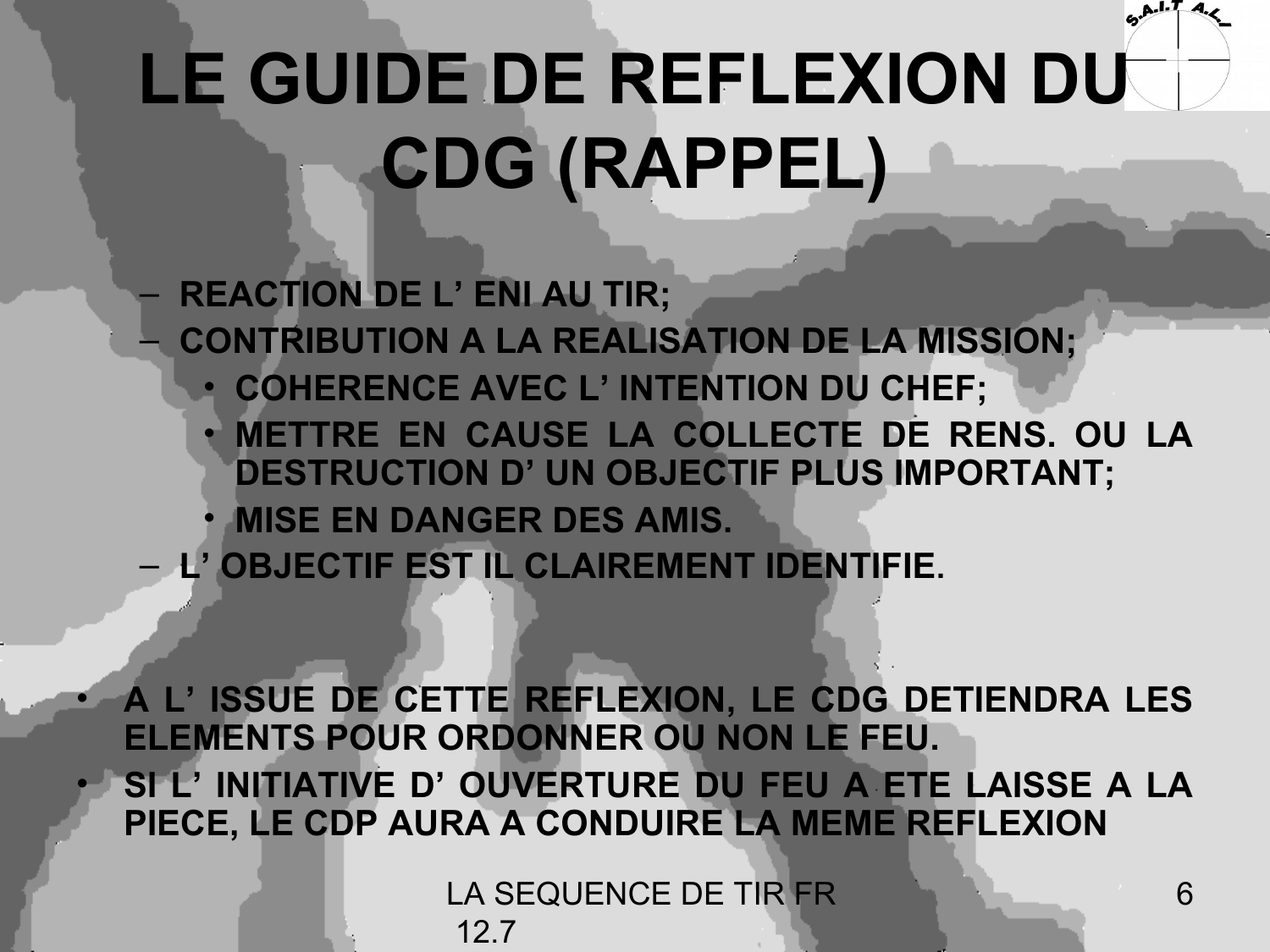# LE GUIDE DE REFLEXION DU CDG (RAPPEL)

- REACTION DE L' ENI AU TIR;
- CONTRIBUTION A LA REALISATION DE LA MISSION;
  - COHERENCE AVEC L' INTENTION DU CHEF;
  - METTRE EN CAUSE LA COLLECTE DE RENS. OU LA DESTRUCTION D' UN OBJECTIF PLUS IMPORTANT;
  - MISE EN DANGER DES AMIS.
- L' OBJECTIF EST IL CLAIREMENT IDENTIFIE.

- **A L' ISSUE DE CETTE REFLEXION, LE CDG DETIENDRA LES ELEMENTS POUR ORDONNER OU NON LE FEU.**
- **SI L' INITIATIVE D' OUVERTURE DU FEU A ETE LAISSE A LA PIECE, LE CDP AURA A CONDUIRE LA MEME REFLEXION**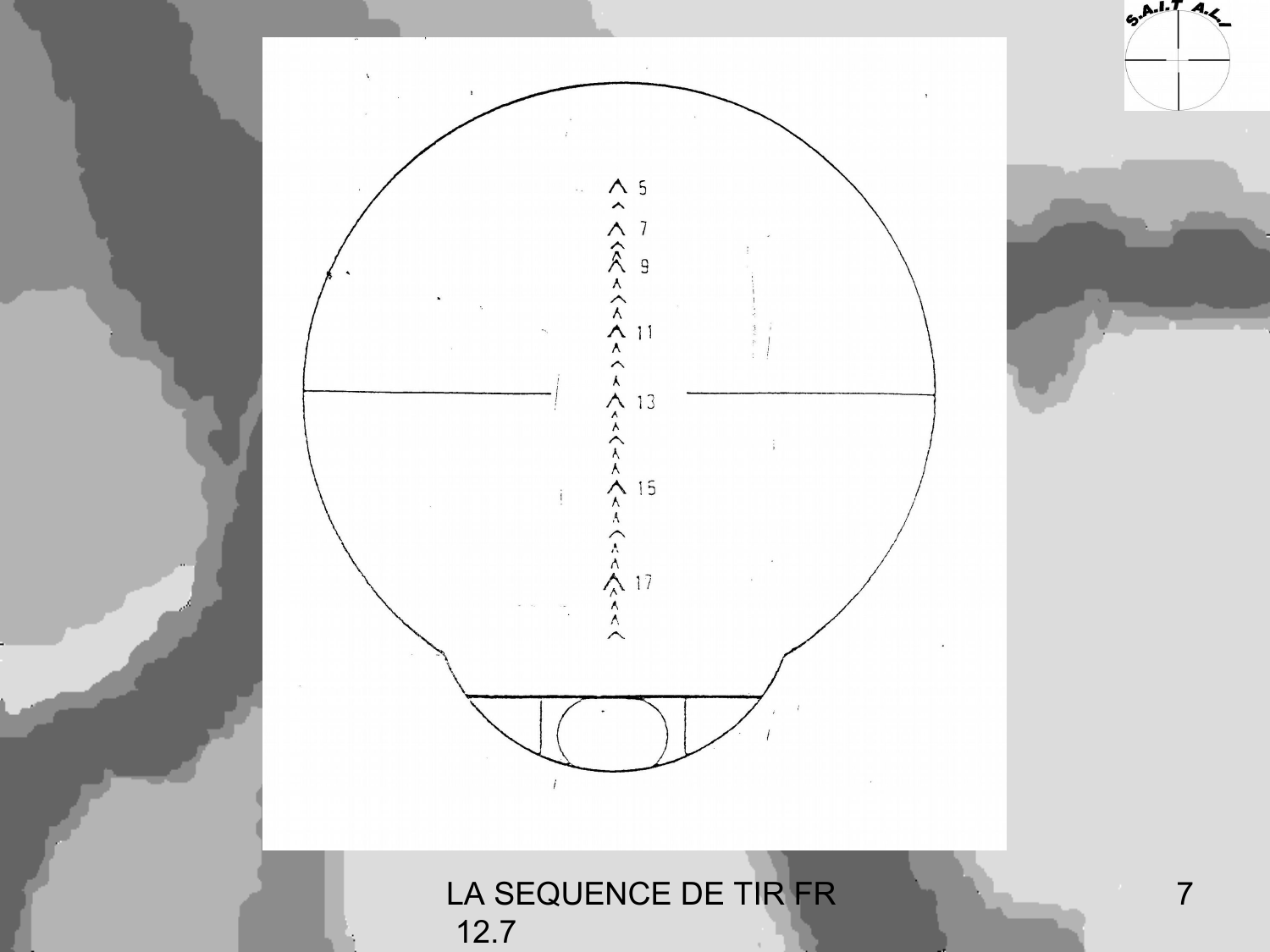5

7

9

11

13

15

17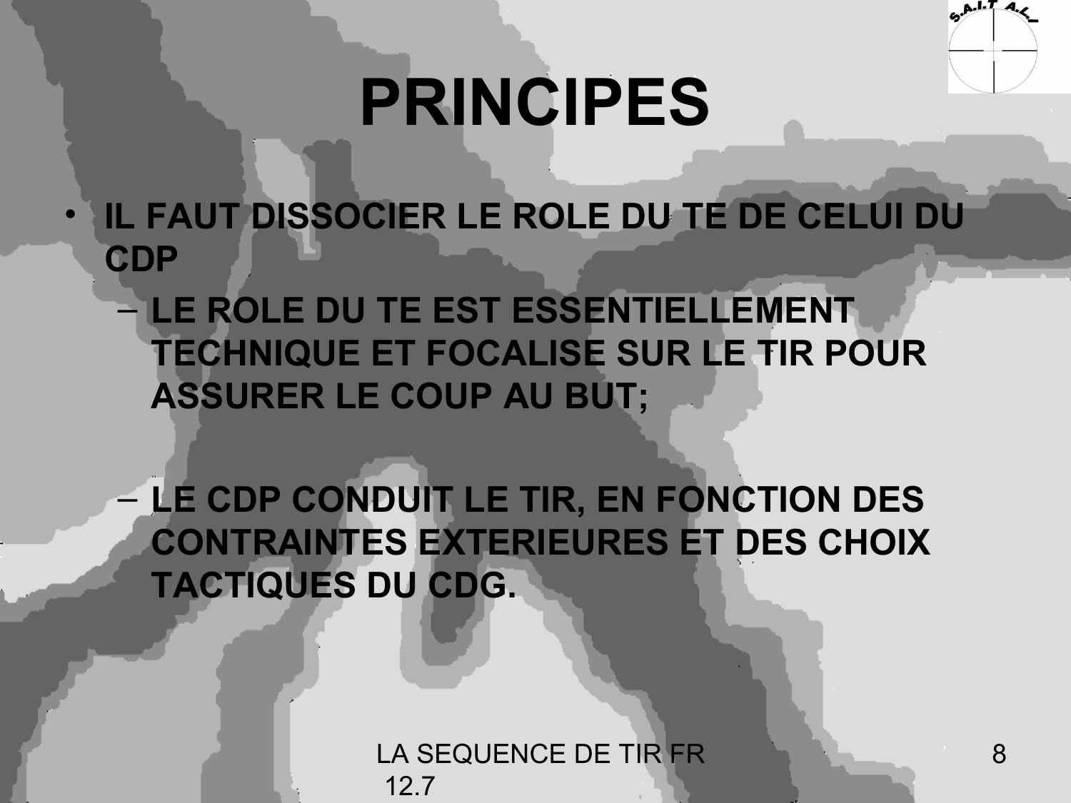# PRINCIPES

- **IL FAUT DISSOCIER LE ROLE DU TE DE CELUI DU CDP**
  - **LE ROLE DU TE EST ESSENTIELLEMENT TECHNIQUE ET FOCALISE SUR LE TIR POUR ASSURER LE COUP AU BUT;**
  - **LE CDP CONDUIT LE TIR, EN FONCTION DES CONTRAINTES EXTERIEURES ET DES CHOIX TACTIQUES DU CDG.**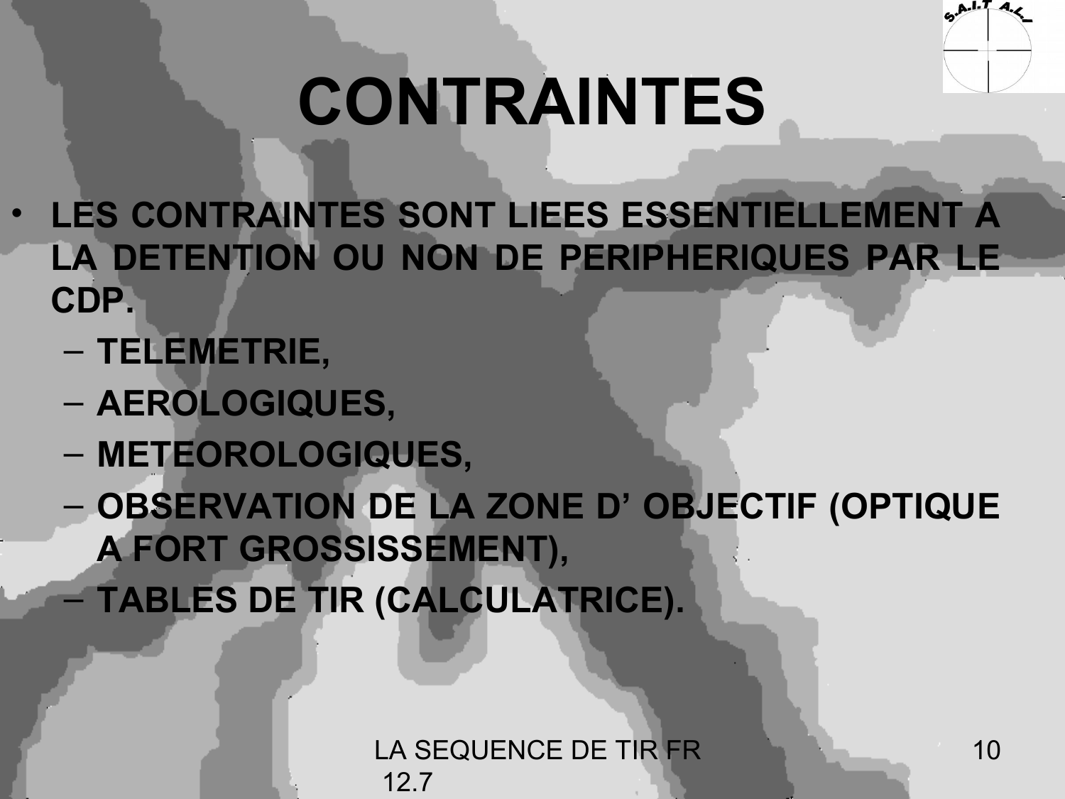# CONTRAINTES

- **LES CONTRAINTES SONT LIEES ESSENTIELLEMENT A LA DETENTION OU NON DE PERIPHERIQUES PAR LE CDP.**
  - **TELEMETRIE,**
  - **AEROLOGIQUES,**
  - **METEOROLOGIQUES,**
  - **OBSERVATION DE LA ZONE D' OBJECTIF (OPTIQUE A FORT GROSSISSEMENT),**
  - **TABLES DE TIR (CALCULATRICE).**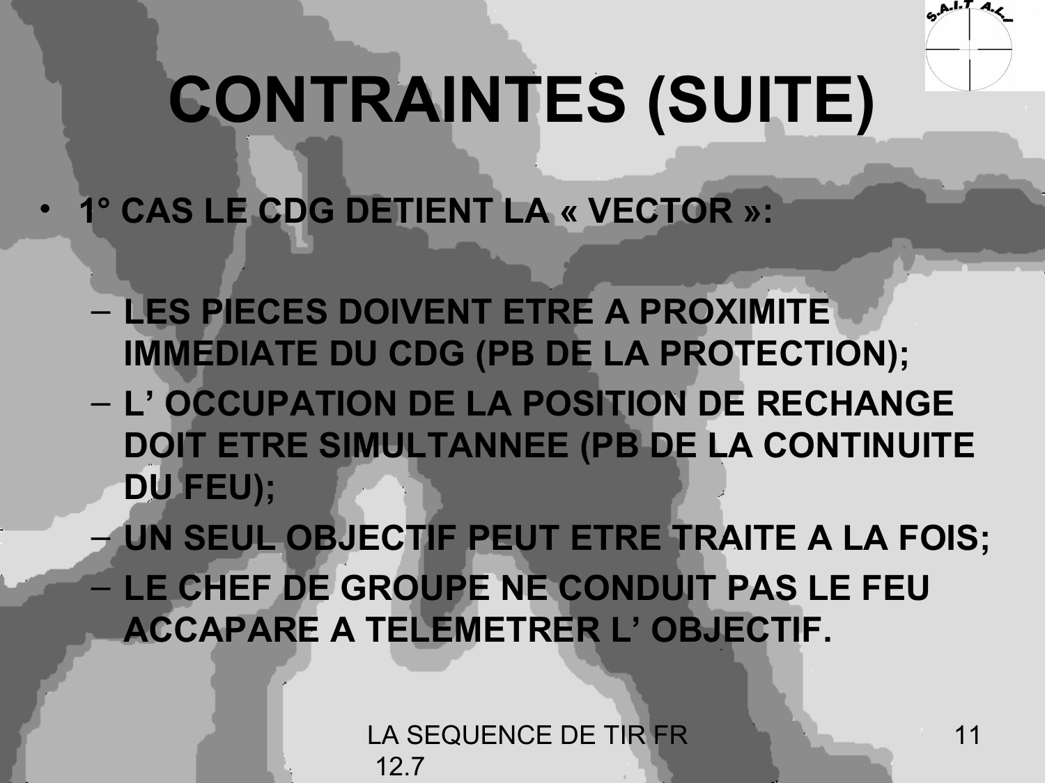# CONTRAINTES (SUITE)

- **1° CAS LE CDG DETIENT LA « VECTOR »:**
  - **LES PIECES DOIVENT ETRE A PROXIMITE IMMEDIATE DU CDG (PB DE LA PROTECTION);**
  - **L' OCCUPATION DE LA POSITION DE RECHANGE DOIT ETRE SIMULTANNEE (PB DE LA CONTINUITE DU FEU);**
  - **UN SEUL OBJECTIF PEUT ETRE TRAITE A LA FOIS;**
  - **LE CHEF DE GROUPE NE CONDUIT PAS LE FEU ACCAPARE A TELEMETRER L' OBJECTIF.**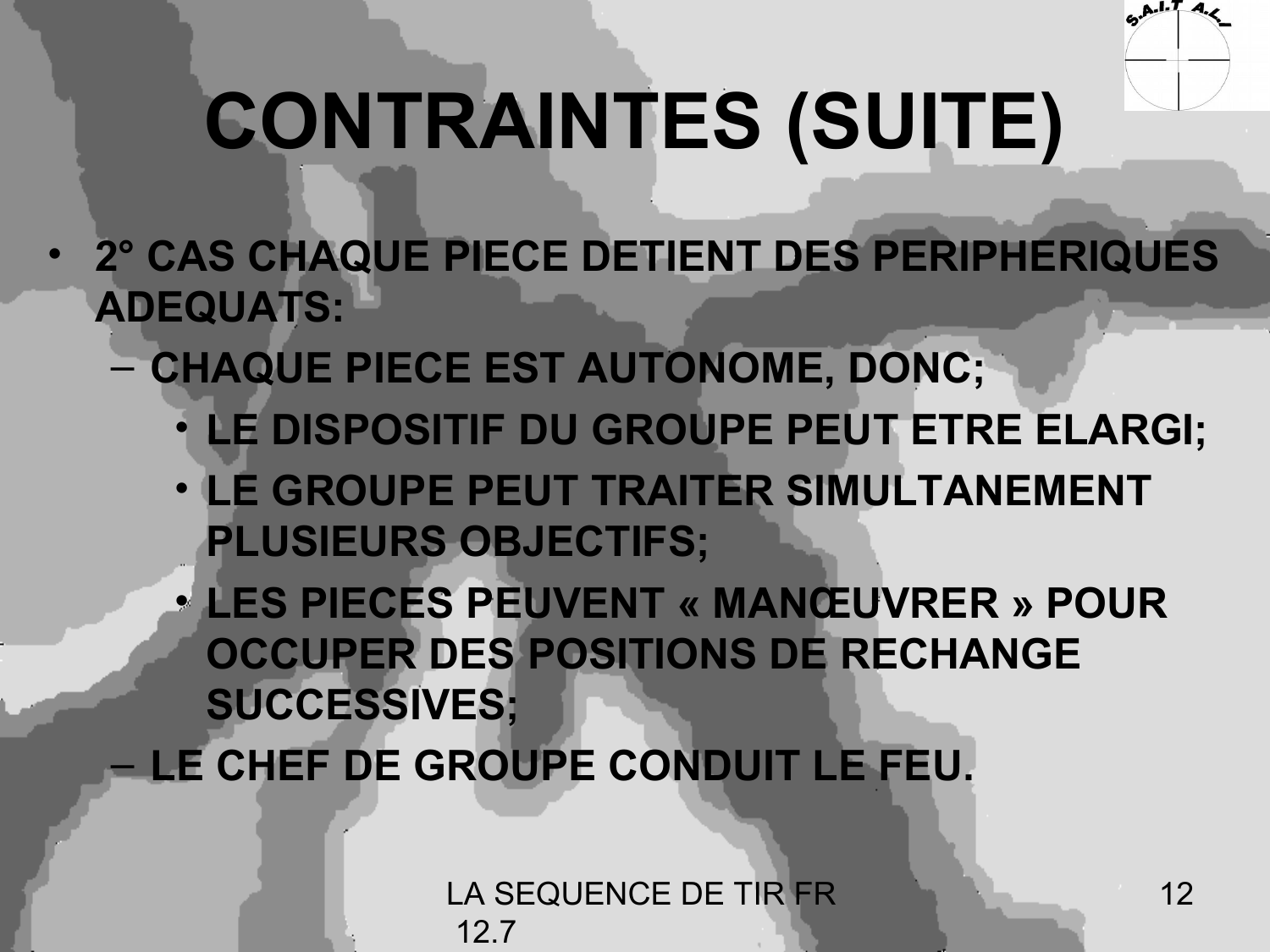# CONTRAINTES (SUITE)

- **2° CAS CHAQUE PIECE DETIENT DES PERIPHERIQUES ADEQUATS:**
  - **CHAQUE PIECE EST AUTONOME, DONC;**
    - **LE DISPOSITIF DU GROUPE PEUT ETRE ELARGI;**
    - **LE GROUPE PEUT TRAITER SIMULTANEMENT PLUSIEURS OBJECTIFS;**
    - **LES PIECES PEUVENT « MANŒUVRER » POUR OCCUPER DES POSITIONS DE RECHANGE SUCCESSIVES;**
  - **LE CHEF DE GROUPE CONDUIT LE FEU.**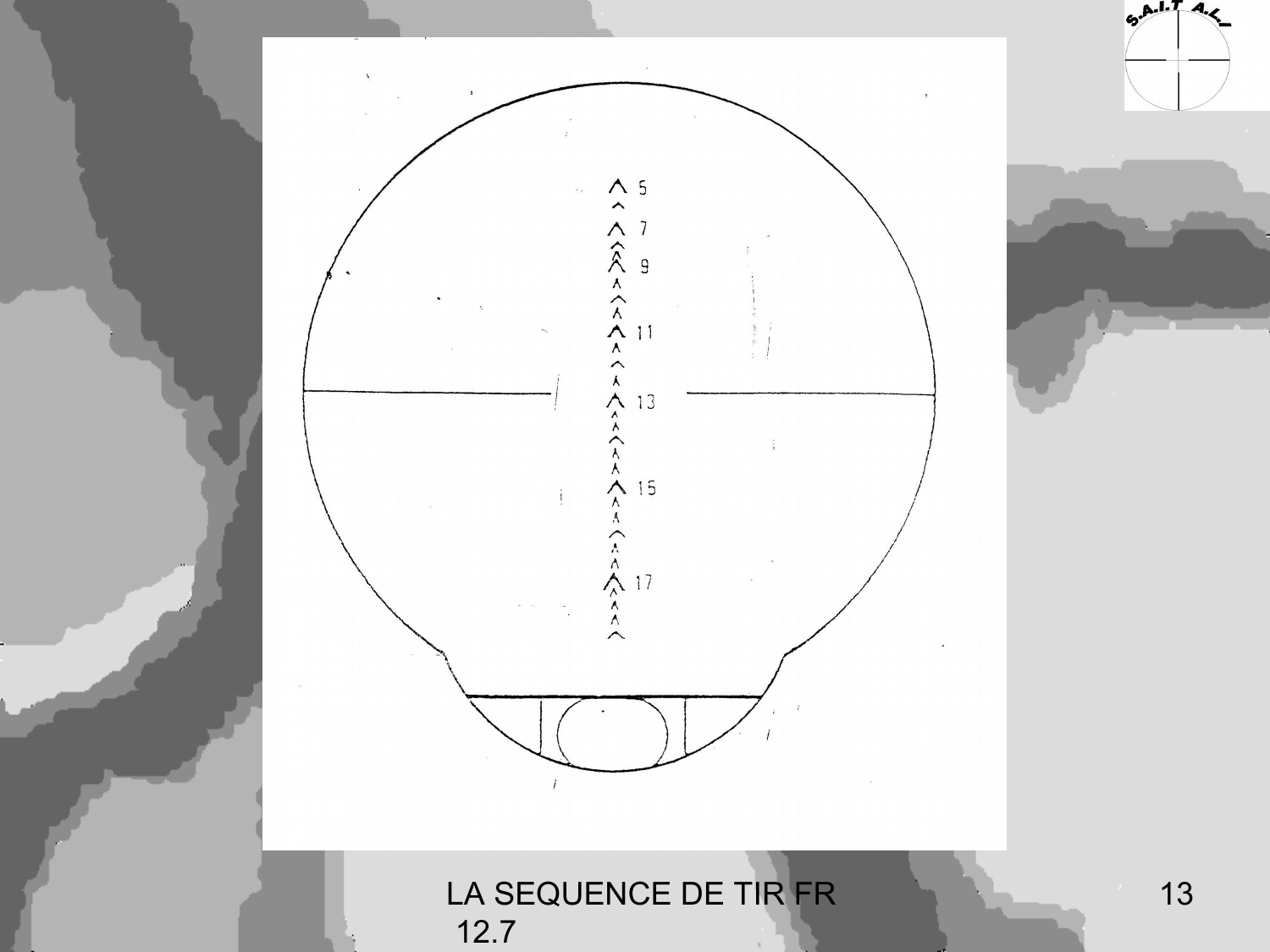5

7

9

11

13

15

17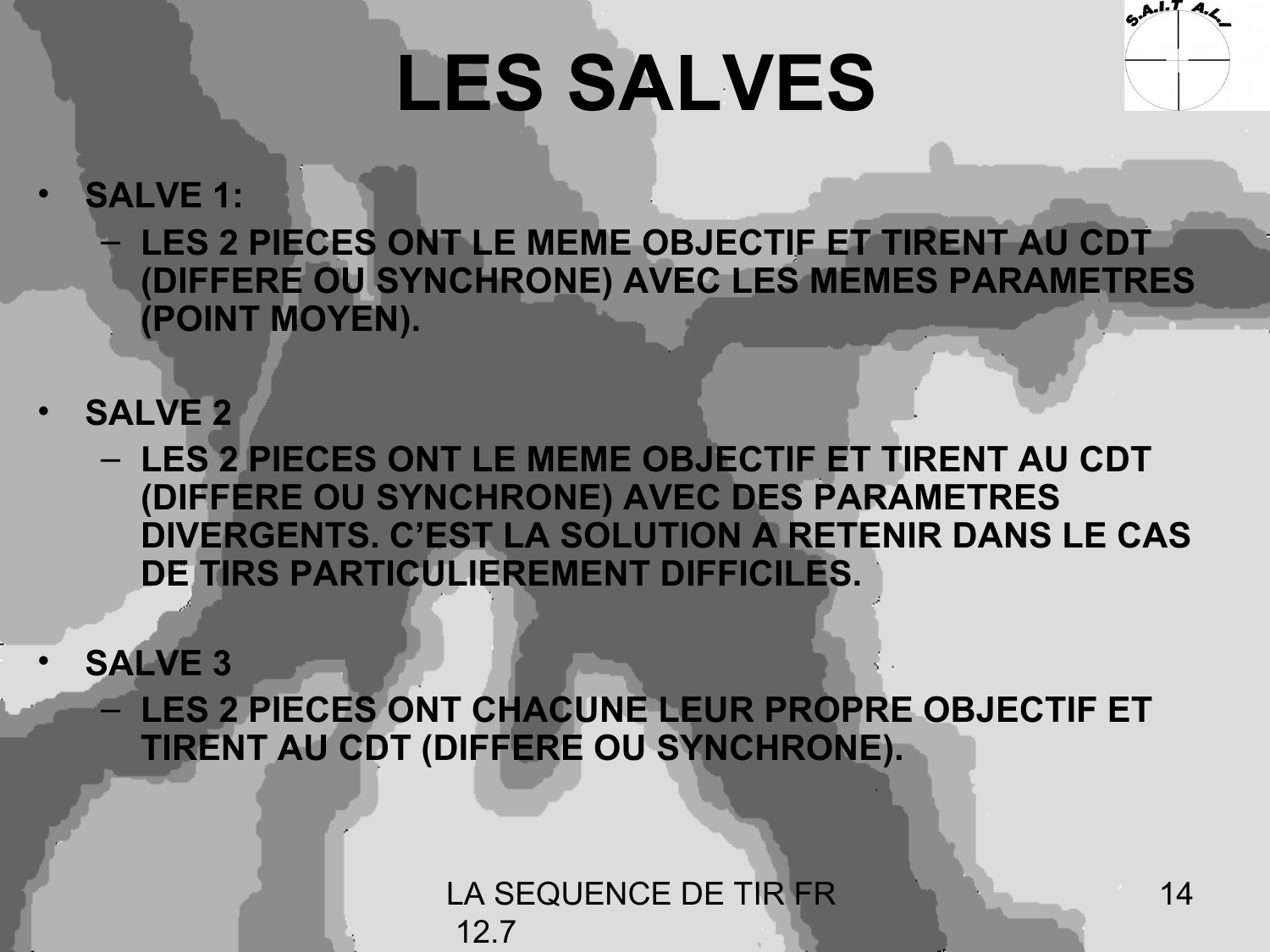# LES SALVES

- **SALVE 1:**
  - **LES 2 PIECES ONT LE MEME OBJECTIF ET TIRENT AU CDT (DIFFERE OU SYNCHRONE) AVEC LES MEMES PARAMETRES (POINT MOYEN).**

- **SALVE 2**
  - **LES 2 PIECES ONT LE MEME OBJECTIF ET TIRENT AU CDT (DIFFERE OU SYNCHRONE) AVEC DES PARAMETRES DIVERGENTS. C'EST LA SOLUTION A RETENIR DANS LE CAS DE TIRS PARTICULIEREMENT DIFFICILES.**

- **SALVE 3**
  - **LES 2 PIECES ONT CHACUNE LEUR PROPRE OBJECTIF ET TIRENT AU CDT (DIFFERE OU SYNCHRONE).**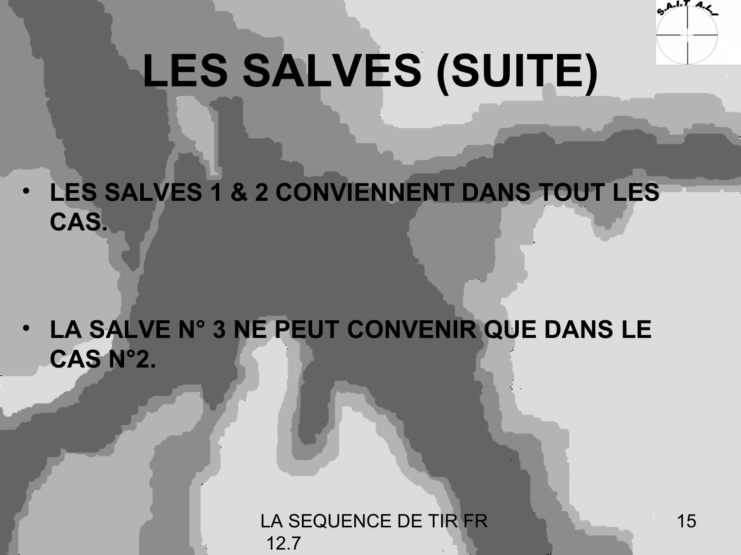# LES SALVES (SUITE)

- **LES SALVES 1 & 2 CONVIENNENT DANS TOUT LES CAS.**

- **LA SALVE N° 3 NE PEUT CONVENIR QUE DANS LE CAS N°2.**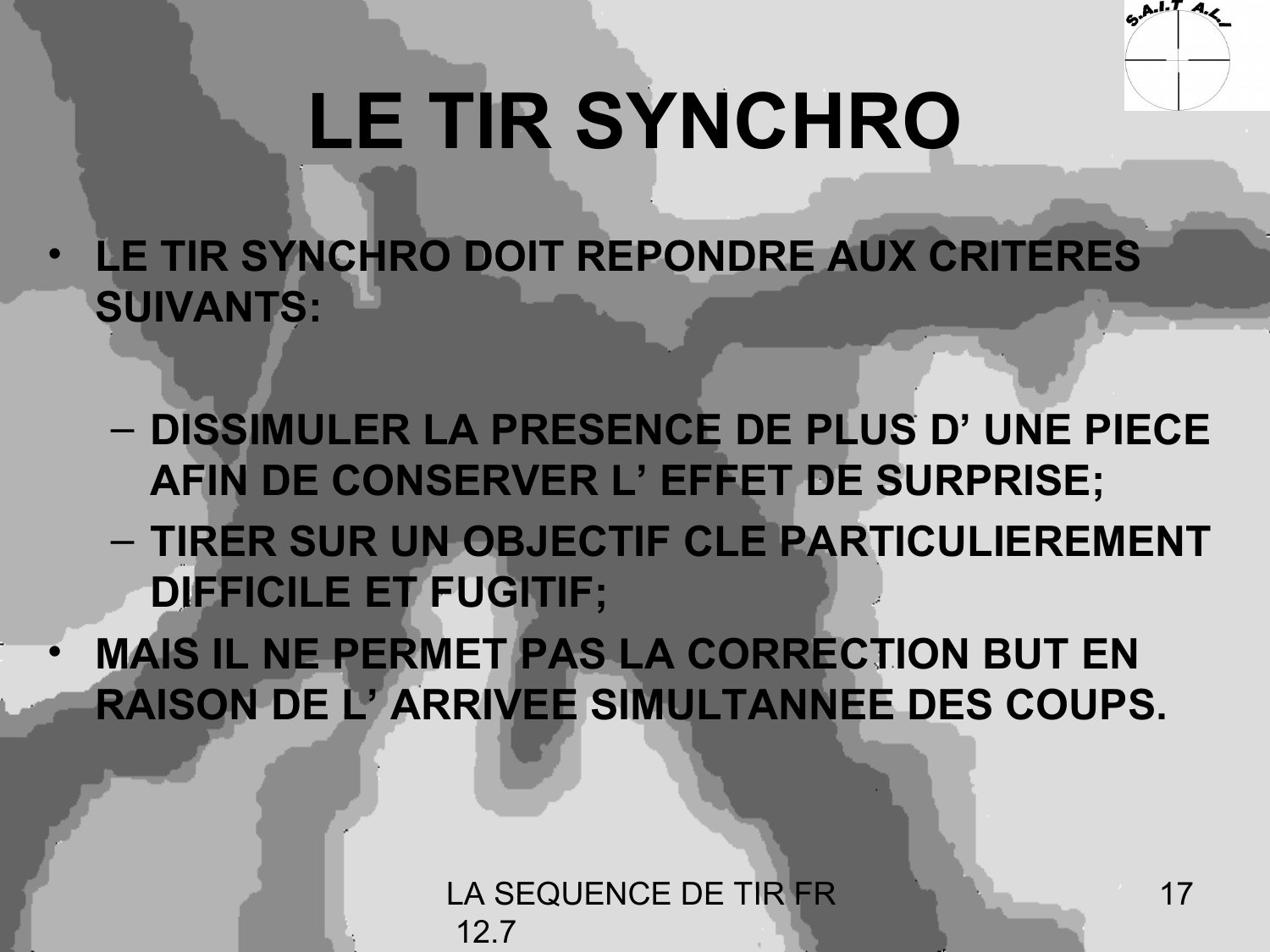# LE TIR SYNCHRO

- **LE TIR SYNCHRO DOIT REPONDRE AUX CRITERES SUIVANTS:**
  - **DISSIMULER LA PRESENCE DE PLUS D' UNE PIECE AFIN DE CONSERVER L' EFFET DE SURPRISE;**
  - **TIRER SUR UN OBJECTIF CLE PARTICULIEREMENT DIFFICILE ET FUGITIF;**
- **MAIS IL NE PERMET PAS LA CORRECTION BUT EN RAISON DE L' ARRIVEE SIMULTANNEE DES COUPS.**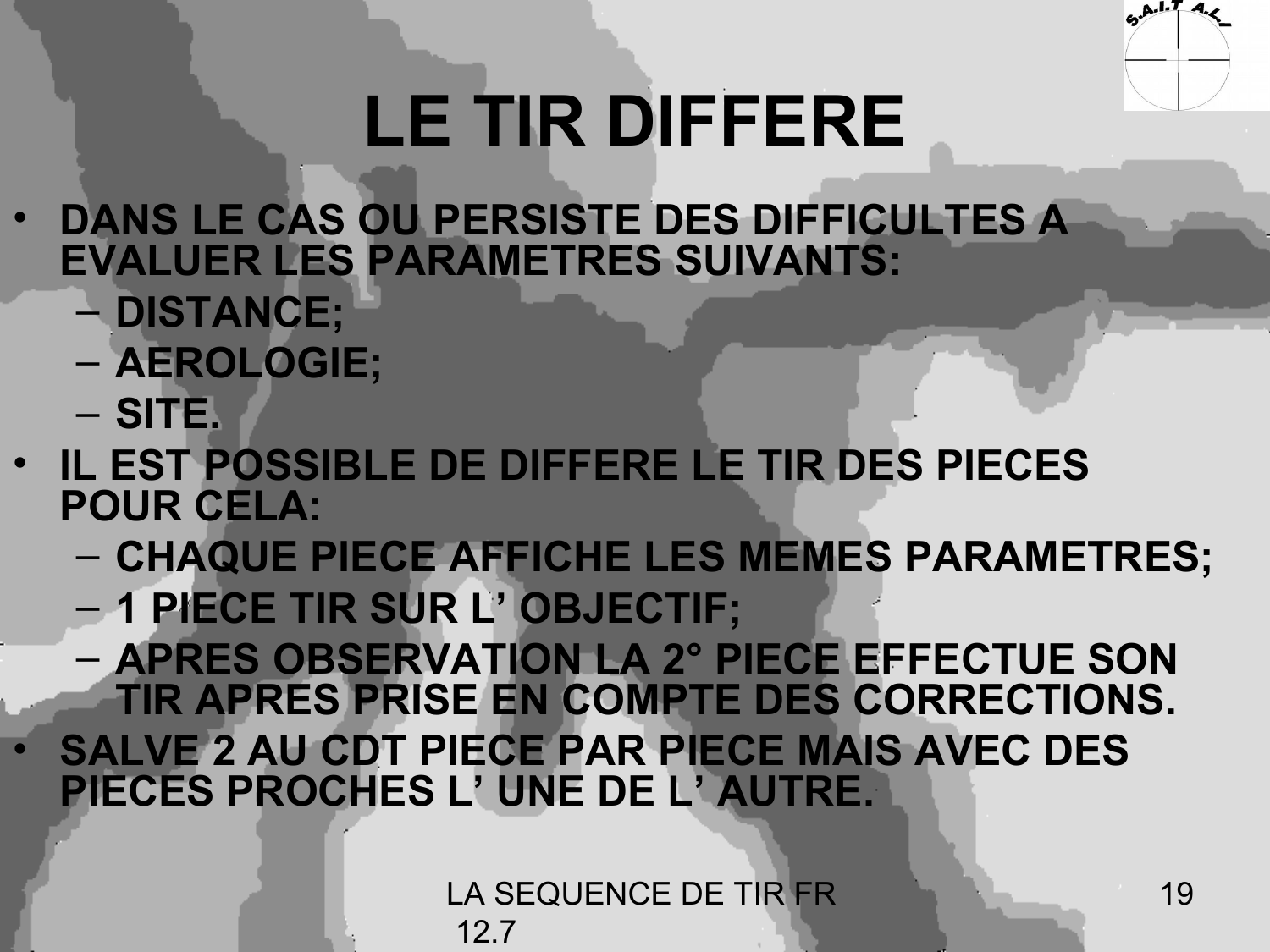# LE TIR DIFFERE

- **DANS LE CAS OU PERSISTE DES DIFFICULTES A EVALUER LES PARAMETRES SUIVANTS:**
  - **DISTANCE;**
  - **AEROLOGIE;**
  - **SITE.**
- **IL EST POSSIBLE DE DIFFERE LE TIR DES PIECES POUR CELA:**
  - **CHAQUE PIECE AFFICHE LES MEMES PARAMETRES;**
  - **1 PIECE TIR SUR L' OBJECTIF;**
  - **APRES OBSERVATION LA 2° PIECE EFFECTUE SON TIR APRES PRISE EN COMPTE DES CORRECTIONS.**
- **SALVE 2 AU CDT PIECE PAR PIECE MAIS AVEC DES PIECES PROCHES L' UNE DE L' AUTRE.**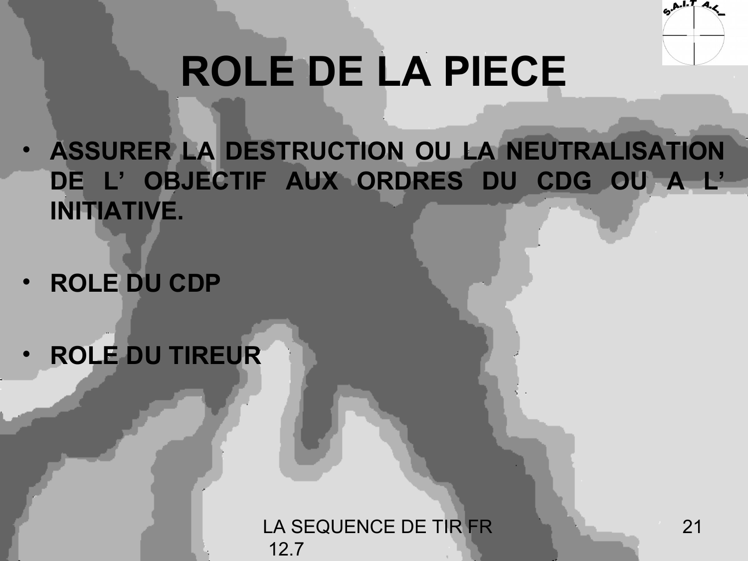# ROLE DE LA PIECE

- **ASSURER LA DESTRUCTION OU LA NEUTRALISATION DE L' OBJECTIF AUX ORDRES DU CDG OU A L' INITIATIVE.**

- **ROLE DU CDP**

- **ROLE DU TIREUR**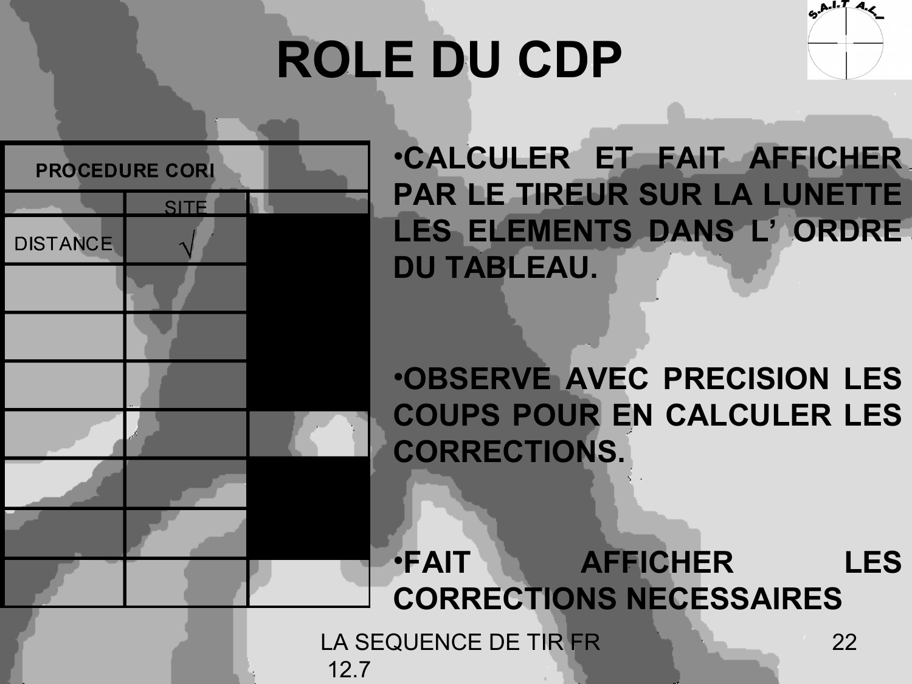# ROLE DU CDP

| PROCEDURE CORI | | |
|---|---|---|
| | SITE | |
| DISTANCE | √ | |
| | | |
| | | |
| | | |
| | | |
| | | |
| | | |
| | | |

- CALCULER ET FAIT AFFICHER PAR LE TIREUR SUR LA LUNETTE LES ELEMENTS DANS L' ORDRE DU TABLEAU.

- OBSERVE AVEC PRECISION LES COUPS POUR EN CALCULER LES CORRECTIONS.

- FAIT AFFICHER LES CORRECTIONS NECESSAIRES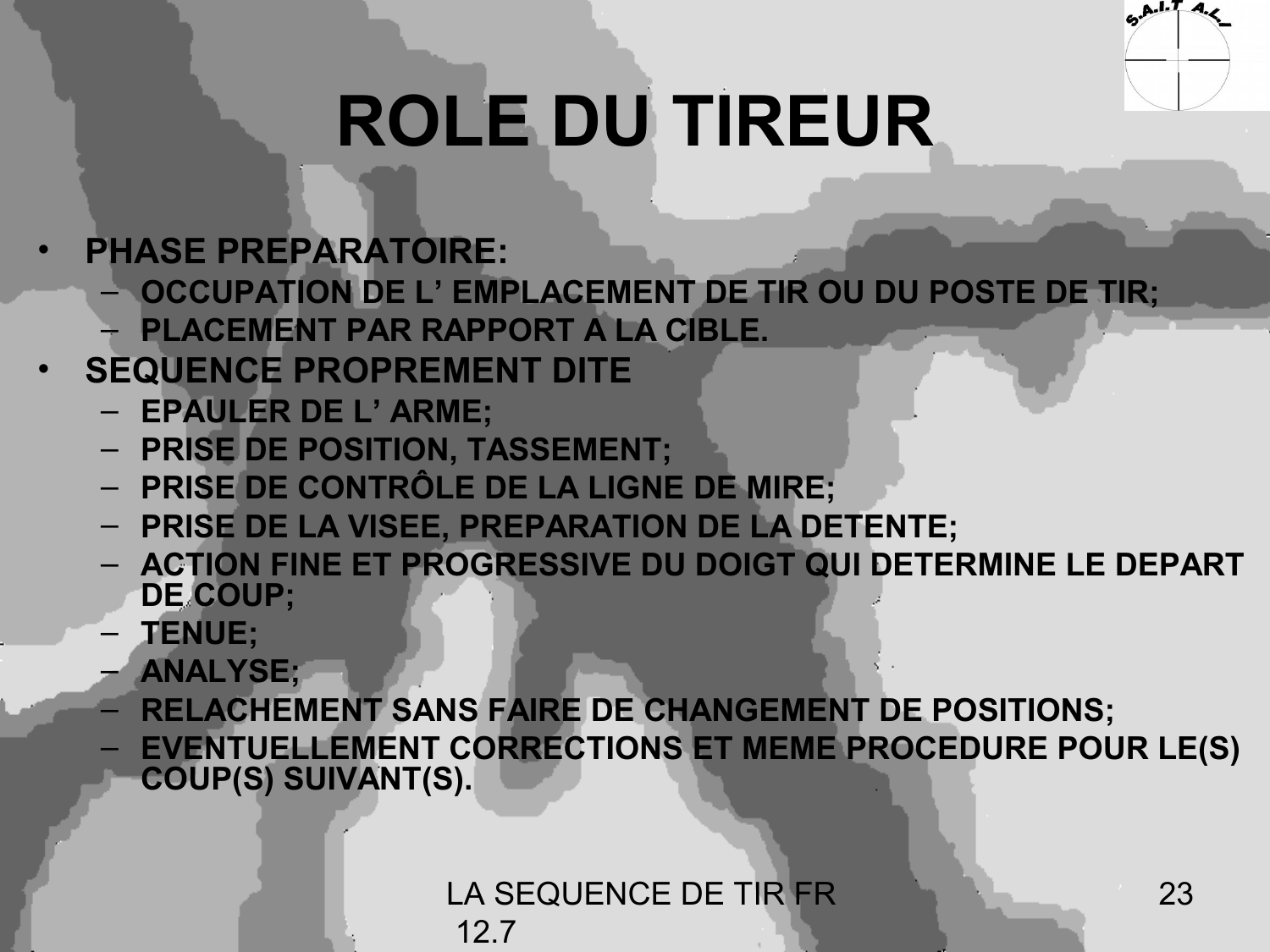# ROLE DU TIREUR

- **PHASE PREPARATOIRE:**
  - **OCCUPATION DE L' EMPLACEMENT DE TIR OU DU POSTE DE TIR;**
  - **PLACEMENT PAR RAPPORT A LA CIBLE.**
- **SEQUENCE PROPREMENT DITE**
  - **EPAULER DE L' ARME;**
  - **PRISE DE POSITION, TASSEMENT;**
  - **PRISE DE CONTRÔLE DE LA LIGNE DE MIRE;**
  - **PRISE DE LA VISEE, PREPARATION DE LA DETENTE;**
  - **ACTION FINE ET PROGRESSIVE DU DOIGT QUI DETERMINE LE DEPART DE COUP;**
  - **TENUE;**
  - **ANALYSE;**
  - **RELACHEMENT SANS FAIRE DE CHANGEMENT DE POSITIONS;**
  - **EVENTUELLEMENT CORRECTIONS ET MEME PROCEDURE POUR LE(S) COUP(S) SUIVANT(S).**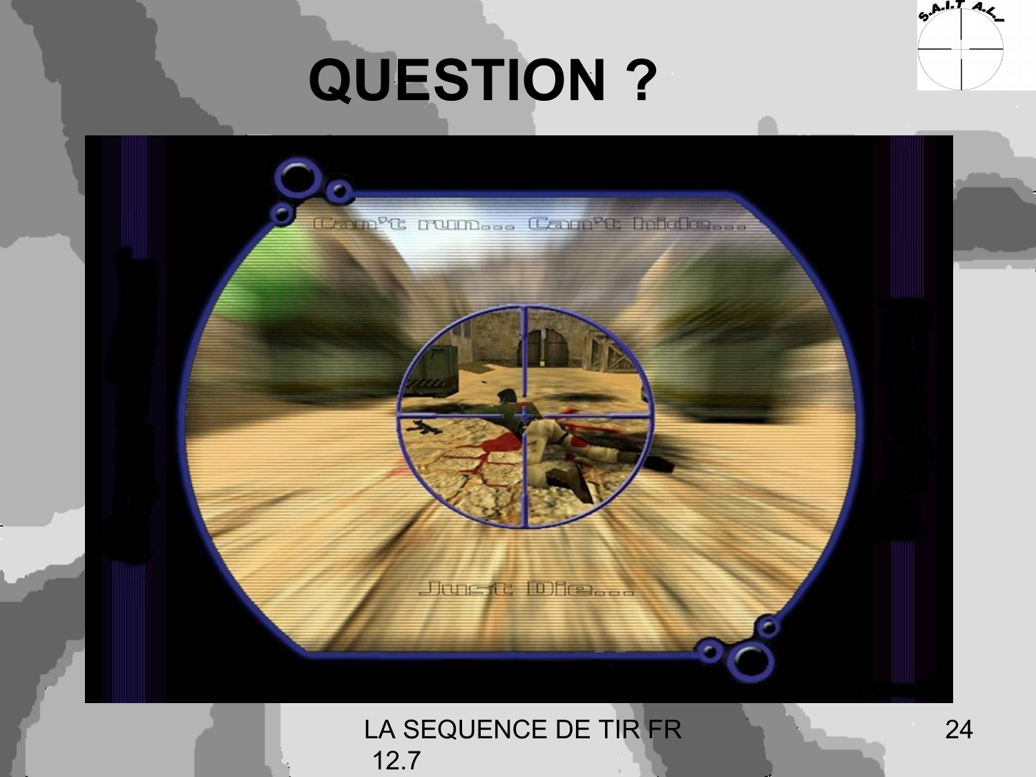# QUESTION ?